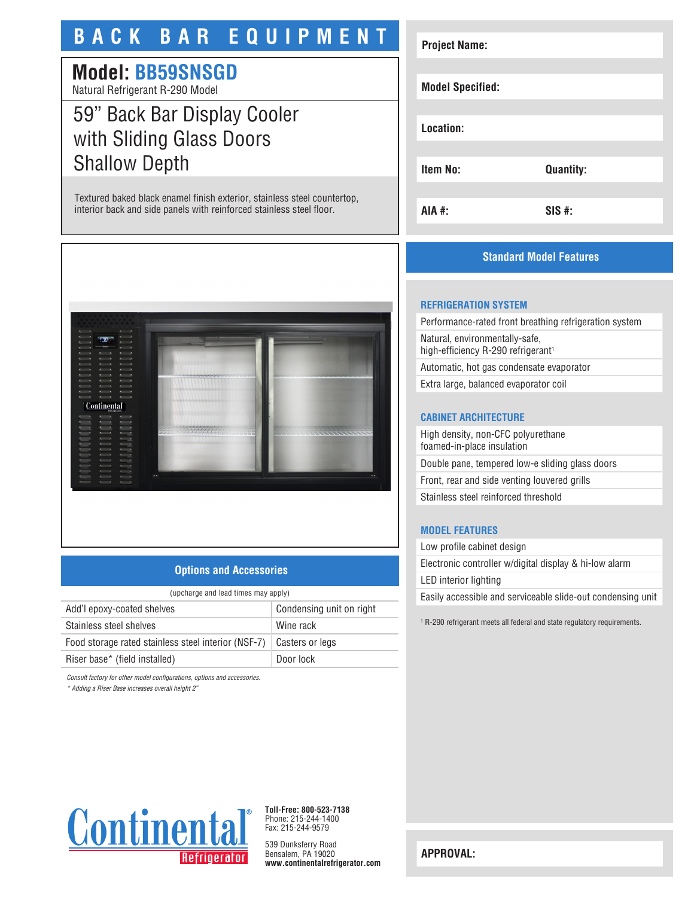# BACK BAR EQUIPMENT

## Model: BB59SNSGD

Natural Refrigerant R-290 Model

## 59" Back Bar Display Cooler with Sliding Glass Doors Shallow Depth

Textured baked black enamel finish exterior, stainless steel countertop, interior back and side panels with reinforced stainless steel floor.

| | |
|---|---|
| **Project Name:** | |
| **Model Specified:** | |
| **Location:** | |
| **Item No:** | **Quantity:** |
| **AIA #:** | **SIS #:** |

## Options and Accessories

(upcharge and lead times may apply)

| | |
|---|---|
| Add'l epoxy-coated shelves | Condensing unit on right |
| Stainless steel shelves | Wine rack |
| Food storage rated stainless steel interior (NSF-7) | Casters or legs |
| Riser base* (field installed) | Door lock |

*Consult factory for other model configurations, options and accessories.*

*\* Adding a Riser Base increases overall height 2"*

## Standard Model Features

### REFRIGERATION SYSTEM

- Performance-rated front breathing refrigeration system
- Natural, environmentally-safe, high-efficiency R-290 refrigerant[1]
- Automatic, hot gas condensate evaporator
- Extra large, balanced evaporator coil

### CABINET ARCHITECTURE

- High density, non-CFC polyurethane foamed-in-place insulation
- Double pane, tempered low-e sliding glass doors
- Front, rear and side venting louvered grills
- Stainless steel reinforced threshold

### MODEL FEATURES

- Low profile cabinet design
- Electronic controller w/digital display & hi-low alarm
- LED interior lighting
- Easily accessible and serviceable slide-out condensing unit

[1] R-290 refrigerant meets all federal and state regulatory requirements.

Continental Refrigerator

**Toll-Free: 800-523-7138**
Phone: 215-244-1400
Fax: 215-244-9579

539 Dunksferry Road
Bensalem, PA 19020
**www.continentalrefrigerator.com**

**APPROVAL:**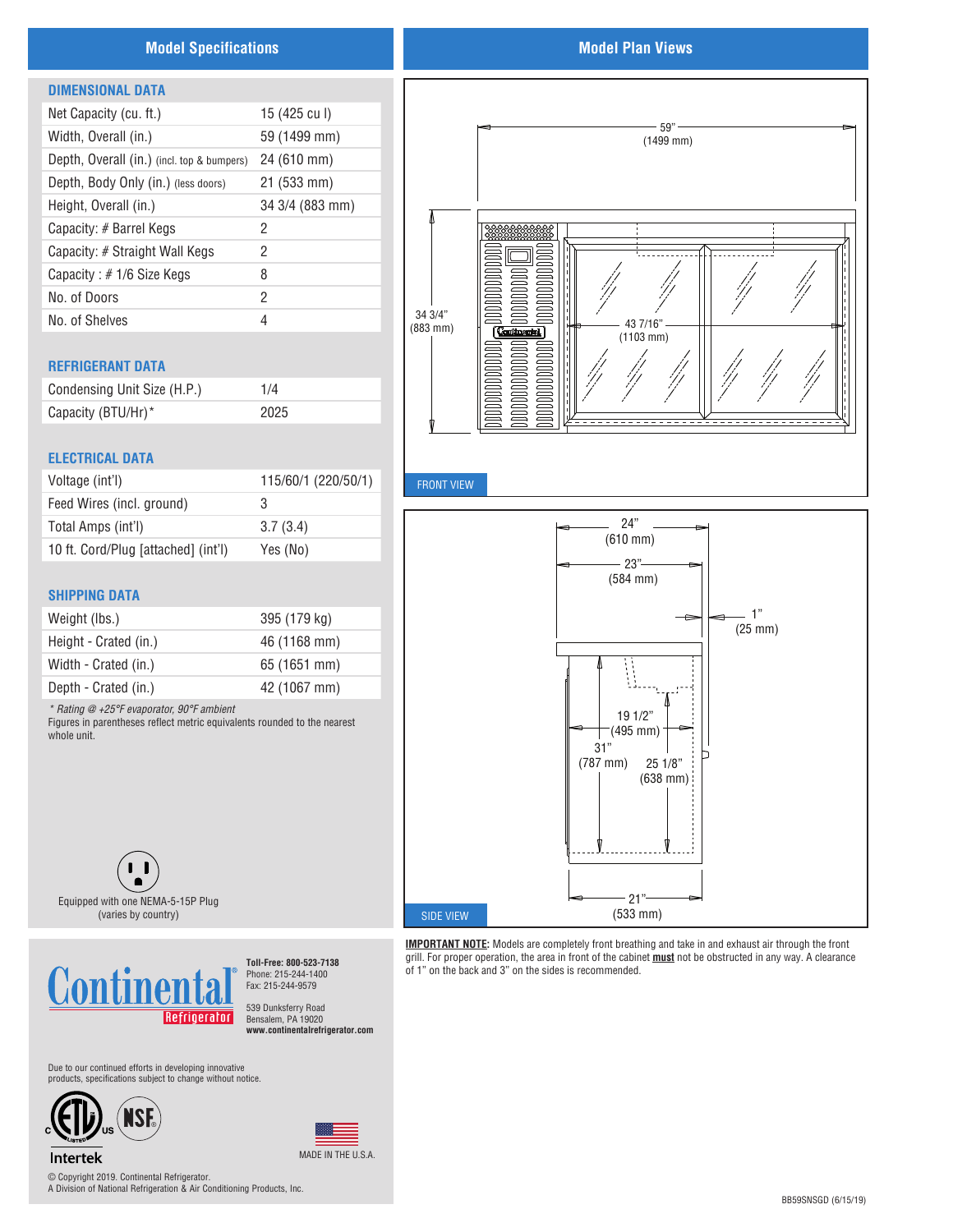## Model Specifications

### DIMENSIONAL DATA

| | |
|---|---|
| Net Capacity (cu. ft.) | 15 (425 cu l) |
| Width, Overall (in.) | 59 (1499 mm) |
| Depth, Overall (in.) (incl. top & bumpers) | 24 (610 mm) |
| Depth, Body Only (in.) (less doors) | 21 (533 mm) |
| Height, Overall (in.) | 34 3/4 (883 mm) |
| Capacity: # Barrel Kegs | 2 |
| Capacity: # Straight Wall Kegs | 2 |
| Capacity : # 1/6 Size Kegs | 8 |
| No. of Doors | 2 |
| No. of Shelves | 4 |

### REFRIGERANT DATA

| | |
|---|---|
| Condensing Unit Size (H.P.) | 1/4 |
| Capacity (BTU/Hr)* | 2025 |

### ELECTRICAL DATA

| | |
|---|---|
| Voltage (int'l) | 115/60/1 (220/50/1) |
| Feed Wires (incl. ground) | 3 |
| Total Amps (int'l) | 3.7 (3.4) |
| 10 ft. Cord/Plug [attached] (int'l) | Yes (No) |

### SHIPPING DATA

| | |
|---|---|
| Weight (lbs.) | 395 (179 kg) |
| Height - Crated (in.) | 46 (1168 mm) |
| Width - Crated (in.) | 65 (1651 mm) |
| Depth - Crated (in.) | 42 (1067 mm) |

*\* Rating @ +25°F evaporator, 90°F ambient*

Figures in parentheses reflect metric equivalents rounded to the nearest whole unit.

Equipped with one NEMA-5-15P Plug (varies by country)

## Model Plan Views

FRONT VIEW

59" (1499 mm)

34 3/4" (883 mm)

43 7/16" (1103 mm)

SIDE VIEW

24" (610 mm)

23" (584 mm)

1" (25 mm)

19 1/2" (495 mm)

31" (787 mm)

25 1/8" (638 mm)

21" (533 mm)

**IMPORTANT NOTE:** Models are completely front breathing and take in and exhaust air through the front grill. For proper operation, the area in front of the cabinet **must** not be obstructed in any way. A clearance of 1" on the back and 3" on the sides is recommended.

Continental Refrigerator

**Toll-Free: 800-523-7138**
Phone: 215-244-1400
Fax: 215-244-9579

539 Dunksferry Road
Bensalem, PA 19020
**www.continentalrefrigerator.com**

Due to our continued efforts in developing innovative products, specifications subject to change without notice.

Intertek

MADE IN THE U.S.A.

© Copyright 2019. Continental Refrigerator.
A Division of National Refrigeration & Air Conditioning Products, Inc.

BB59SNSGD (6/15/19)